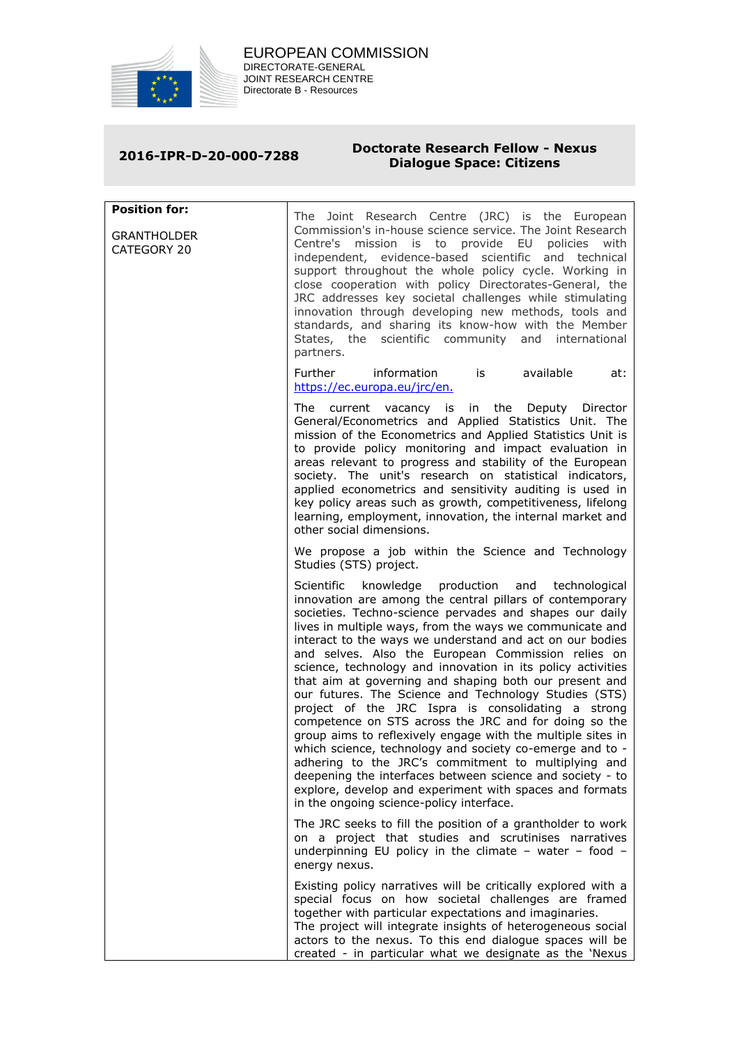EUROPEAN COMMISSION
DIRECTORATE-GENERAL
JOINT RESEARCH CENTRE
Directorate B - Resources

| **2016-IPR-D-20-000-7288** | **Doctorate Research Fellow - Nexus Dialogue Space: Citizens** |
|---|---|

| **Position for:**<br><br>GRANTHOLDER CATEGORY 20 | The Joint Research Centre (JRC) is the European Commission's in-house science service. The Joint Research Centre's mission is to provide EU policies with independent, evidence-based scientific and technical support throughout the whole policy cycle. Working in close cooperation with policy Directorates-General, the JRC addresses key societal challenges while stimulating innovation through developing new methods, tools and standards, and sharing its know-how with the Member States, the scientific community and international partners.<br><br>Further information is available at: https://ec.europa.eu/jrc/en.<br><br>The current vacancy is in the Deputy Director General/Econometrics and Applied Statistics Unit. The mission of the Econometrics and Applied Statistics Unit is to provide policy monitoring and impact evaluation in areas relevant to progress and stability of the European society. The unit's research on statistical indicators, applied econometrics and sensitivity auditing is used in key policy areas such as growth, competitiveness, lifelong learning, employment, innovation, the internal market and other social dimensions.<br><br>We propose a job within the Science and Technology Studies (STS) project.<br><br>Scientific knowledge production and technological innovation are among the central pillars of contemporary societies. Techno-science pervades and shapes our daily lives in multiple ways, from the ways we communicate and interact to the ways we understand and act on our bodies and selves. Also the European Commission relies on science, technology and innovation in its policy activities that aim at governing and shaping both our present and our futures. The Science and Technology Studies (STS) project of the JRC Ispra is consolidating a strong competence on STS across the JRC and for doing so the group aims to reflexively engage with the multiple sites in which science, technology and society co-emerge and to - adhering to the JRC's commitment to multiplying and deepening the interfaces between science and society - to explore, develop and experiment with spaces and formats in the ongoing science-policy interface.<br><br>The JRC seeks to fill the position of a grantholder to work on a project that studies and scrutinises narratives underpinning EU policy in the climate – water – food – energy nexus.<br><br>Existing policy narratives will be critically explored with a special focus on how societal challenges are framed together with particular expectations and imaginaries. The project will integrate insights of heterogeneous social actors to the nexus. To this end dialogue spaces will be created - in particular what we designate as the 'Nexus |
|---|---|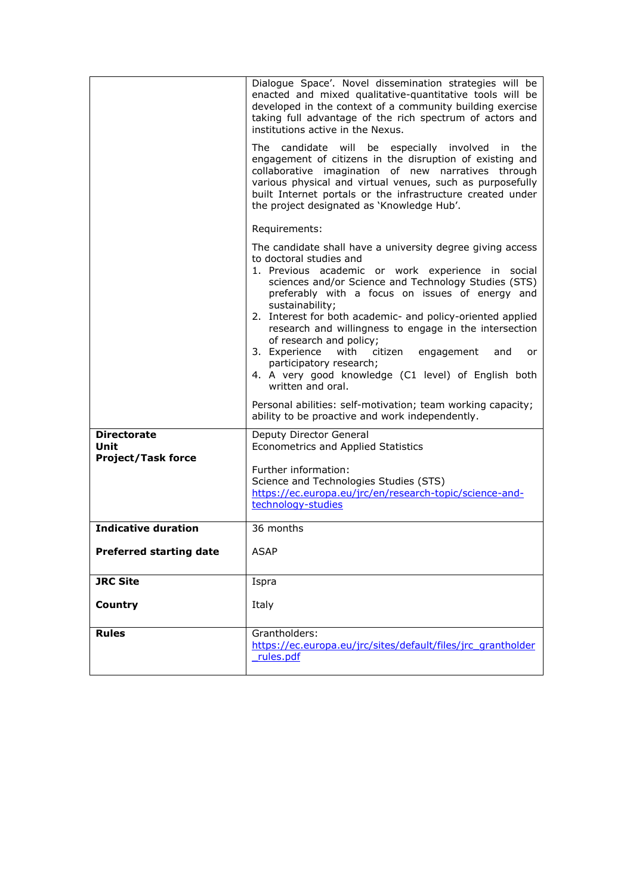| | |
|---|---|
| | Dialogue Space'. Novel dissemination strategies will be enacted and mixed qualitative-quantitative tools will be developed in the context of a community building exercise taking full advantage of the rich spectrum of actors and institutions active in the Nexus.<br><br>The candidate will be especially involved in the engagement of citizens in the disruption of existing and collaborative imagination of new narratives through various physical and virtual venues, such as purposefully built Internet portals or the infrastructure created under the project designated as 'Knowledge Hub'.<br><br>Requirements:<br><br>The candidate shall have a university degree giving access to doctoral studies and<br>1. Previous academic or work experience in social sciences and/or Science and Technology Studies (STS) preferably with a focus on issues of energy and sustainability;<br>2. Interest for both academic- and policy-oriented applied research and willingness to engage in the intersection of research and policy;<br>3. Experience with citizen engagement and or participatory research;<br>4. A very good knowledge (C1 level) of English both written and oral.<br><br>Personal abilities: self-motivation; team working capacity; ability to be proactive and work independently. |
| **Directorate**<br>**Unit**<br>**Project/Task force** | Deputy Director General<br>Econometrics and Applied Statistics<br><br>Further information:<br>Science and Technologies Studies (STS)<br>https://ec.europa.eu/jrc/en/research-topic/science-and-technology-studies |
| **Indicative duration**<br><br>**Preferred starting date** | 36 months<br><br>ASAP |
| **JRC Site**<br><br>**Country** | Ispra<br><br>Italy |
| **Rules** | Grantholders:<br>https://ec.europa.eu/jrc/sites/default/files/jrc_grantholder_rules.pdf |